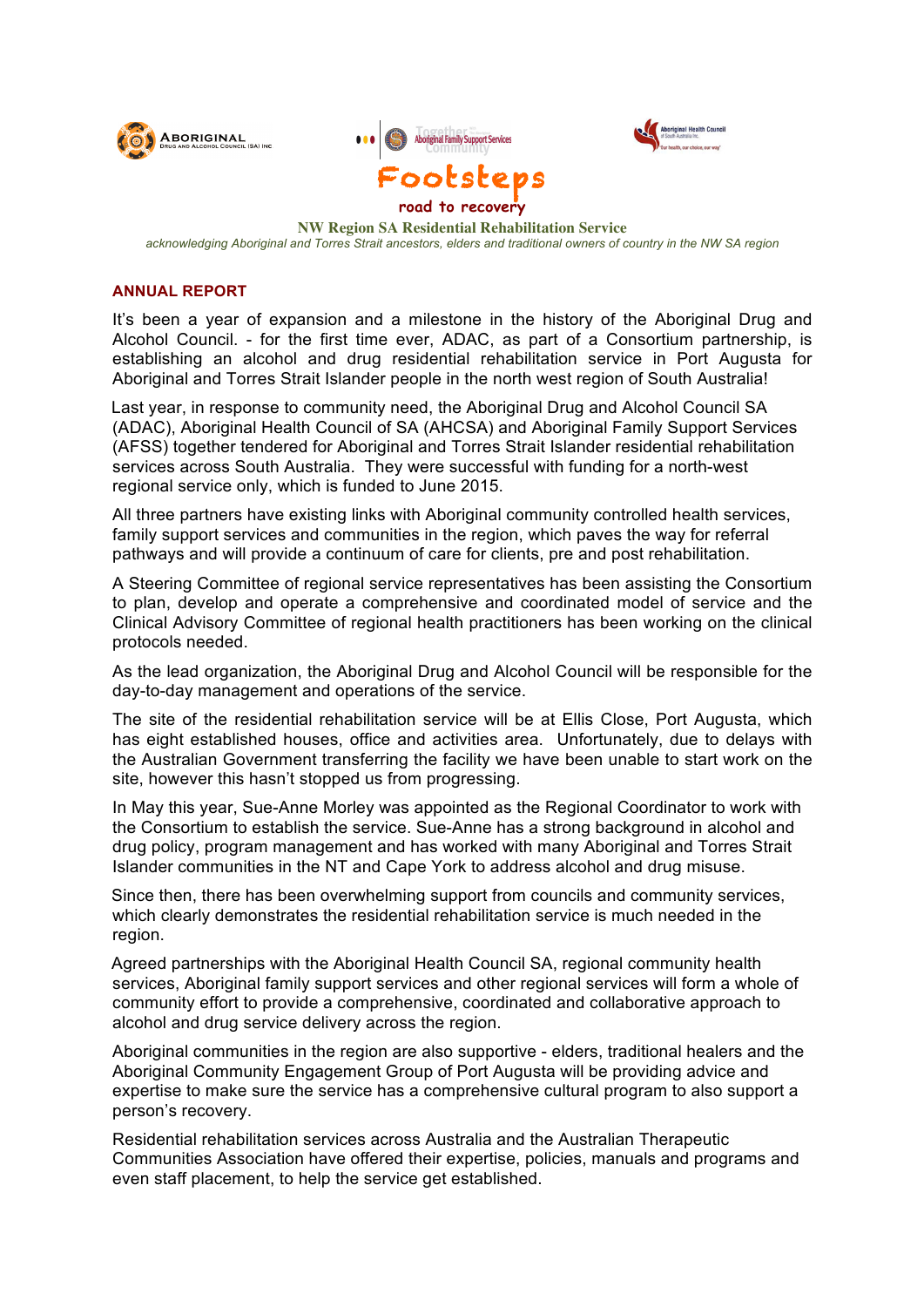Footsteps

road to recovery

**NW Region SA Residential Rehabilitation Service**

*acknowledging Aboriginal and Torres Strait ancestors, elders and traditional owners of country in the NW SA region*

## ANNUAL REPORT

It's been a year of expansion and a milestone in the history of the Aboriginal Drug and Alcohol Council. - for the first time ever, ADAC, as part of a Consortium partnership, is establishing an alcohol and drug residential rehabilitation service in Port Augusta for Aboriginal and Torres Strait Islander people in the north west region of South Australia!

Last year, in response to community need, the Aboriginal Drug and Alcohol Council SA (ADAC), Aboriginal Health Council of SA (AHCSA) and Aboriginal Family Support Services (AFSS) together tendered for Aboriginal and Torres Strait Islander residential rehabilitation services across South Australia. They were successful with funding for a north-west regional service only, which is funded to June 2015.

All three partners have existing links with Aboriginal community controlled health services, family support services and communities in the region, which paves the way for referral pathways and will provide a continuum of care for clients, pre and post rehabilitation.

A Steering Committee of regional service representatives has been assisting the Consortium to plan, develop and operate a comprehensive and coordinated model of service and the Clinical Advisory Committee of regional health practitioners has been working on the clinical protocols needed.

As the lead organization, the Aboriginal Drug and Alcohol Council will be responsible for the day-to-day management and operations of the service.

The site of the residential rehabilitation service will be at Ellis Close, Port Augusta, which has eight established houses, office and activities area. Unfortunately, due to delays with the Australian Government transferring the facility we have been unable to start work on the site, however this hasn't stopped us from progressing.

In May this year, Sue-Anne Morley was appointed as the Regional Coordinator to work with the Consortium to establish the service. Sue-Anne has a strong background in alcohol and drug policy, program management and has worked with many Aboriginal and Torres Strait Islander communities in the NT and Cape York to address alcohol and drug misuse.

Since then, there has been overwhelming support from councils and community services, which clearly demonstrates the residential rehabilitation service is much needed in the region.

Agreed partnerships with the Aboriginal Health Council SA, regional community health services, Aboriginal family support services and other regional services will form a whole of community effort to provide a comprehensive, coordinated and collaborative approach to alcohol and drug service delivery across the region.

Aboriginal communities in the region are also supportive - elders, traditional healers and the Aboriginal Community Engagement Group of Port Augusta will be providing advice and expertise to make sure the service has a comprehensive cultural program to also support a person's recovery.

Residential rehabilitation services across Australia and the Australian Therapeutic Communities Association have offered their expertise, policies, manuals and programs and even staff placement, to help the service get established.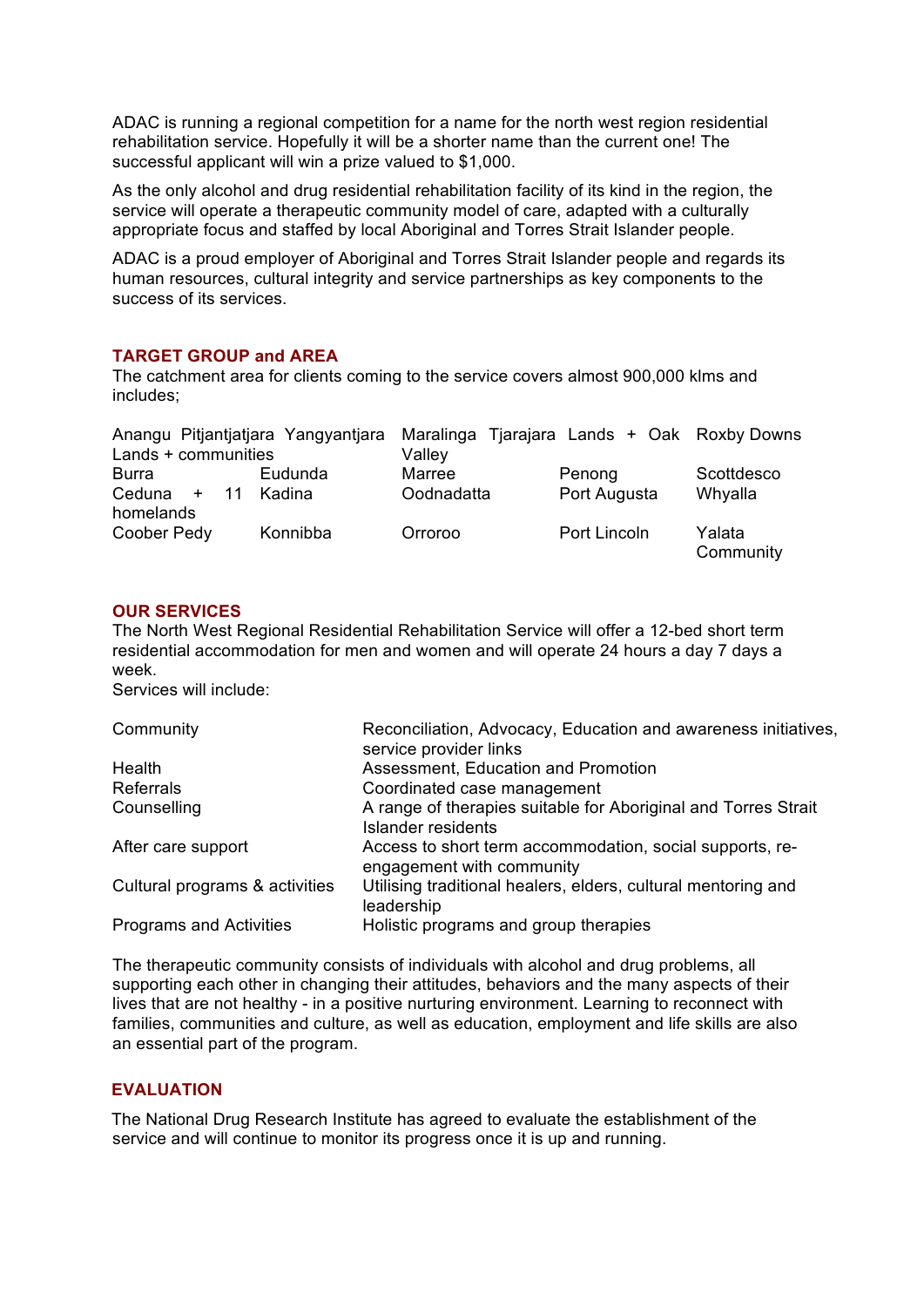ADAC is running a regional competition for a name for the north west region residential rehabilitation service. Hopefully it will be a shorter name than the current one! The successful applicant will win a prize valued to $1,000.

As the only alcohol and drug residential rehabilitation facility of its kind in the region, the service will operate a therapeutic community model of care, adapted with a culturally appropriate focus and staffed by local Aboriginal and Torres Strait Islander people.

ADAC is a proud employer of Aboriginal and Torres Strait Islander people and regards its human resources, cultural integrity and service partnerships as key components to the success of its services.

## TARGET GROUP and AREA

The catchment area for clients coming to the service covers almost 900,000 klms and includes;

| | | | | |
|---|---|---|---|---|
| Anangu Pitjantjatjara Yangyantjara Lands + communities | | Maralinga Tjarajara Lands + Oak Valley | | Roxby Downs |
| Burra | Eudunda | Marree | Penong | Scottdesco |
| Ceduna + 11 homelands | Kadina | Oodnadatta | Port Augusta | Whyalla |
| Coober Pedy | Konnibba | Orroroo | Port Lincoln | Yalata Community |

## OUR SERVICES

The North West Regional Residential Rehabilitation Service will offer a 12-bed short term residential accommodation for men and women and will operate 24 hours a day 7 days a week.

Services will include:

| | |
|---|---|
| Community | Reconciliation, Advocacy, Education and awareness initiatives, service provider links |
| Health | Assessment, Education and Promotion |
| Referrals | Coordinated case management |
| Counselling | A range of therapies suitable for Aboriginal and Torres Strait Islander residents |
| After care support | Access to short term accommodation, social supports, re-engagement with community |
| Cultural programs & activities | Utilising traditional healers, elders, cultural mentoring and leadership |
| Programs and Activities | Holistic programs and group therapies |

The therapeutic community consists of individuals with alcohol and drug problems, all supporting each other in changing their attitudes, behaviors and the many aspects of their lives that are not healthy - in a positive nurturing environment. Learning to reconnect with families, communities and culture, as well as education, employment and life skills are also an essential part of the program.

## EVALUATION

The National Drug Research Institute has agreed to evaluate the establishment of the service and will continue to monitor its progress once it is up and running.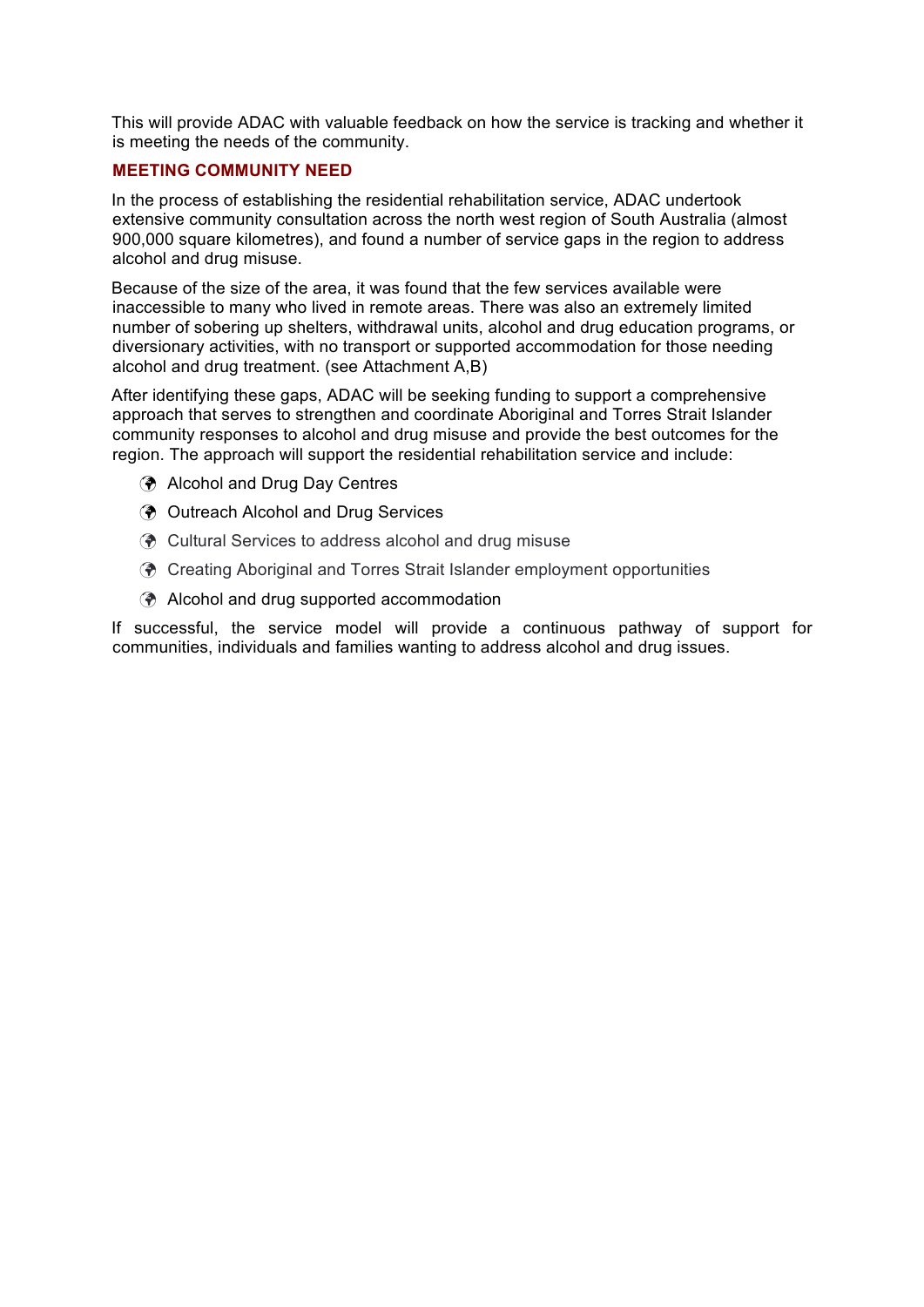This will provide ADAC with valuable feedback on how the service is tracking and whether it is meeting the needs of the community.

## MEETING COMMUNITY NEED

In the process of establishing the residential rehabilitation service, ADAC undertook extensive community consultation across the north west region of South Australia (almost 900,000 square kilometres), and found a number of service gaps in the region to address alcohol and drug misuse.

Because of the size of the area, it was found that the few services available were inaccessible to many who lived in remote areas. There was also an extremely limited number of sobering up shelters, withdrawal units, alcohol and drug education programs, or diversionary activities, with no transport or supported accommodation for those needing alcohol and drug treatment. (see Attachment A,B)

After identifying these gaps, ADAC will be seeking funding to support a comprehensive approach that serves to strengthen and coordinate Aboriginal and Torres Strait Islander community responses to alcohol and drug misuse and provide the best outcomes for the region. The approach will support the residential rehabilitation service and include:

- Alcohol and Drug Day Centres
- Outreach Alcohol and Drug Services
- Cultural Services to address alcohol and drug misuse
- Creating Aboriginal and Torres Strait Islander employment opportunities
- Alcohol and drug supported accommodation

If successful, the service model will provide a continuous pathway of support for communities, individuals and families wanting to address alcohol and drug issues.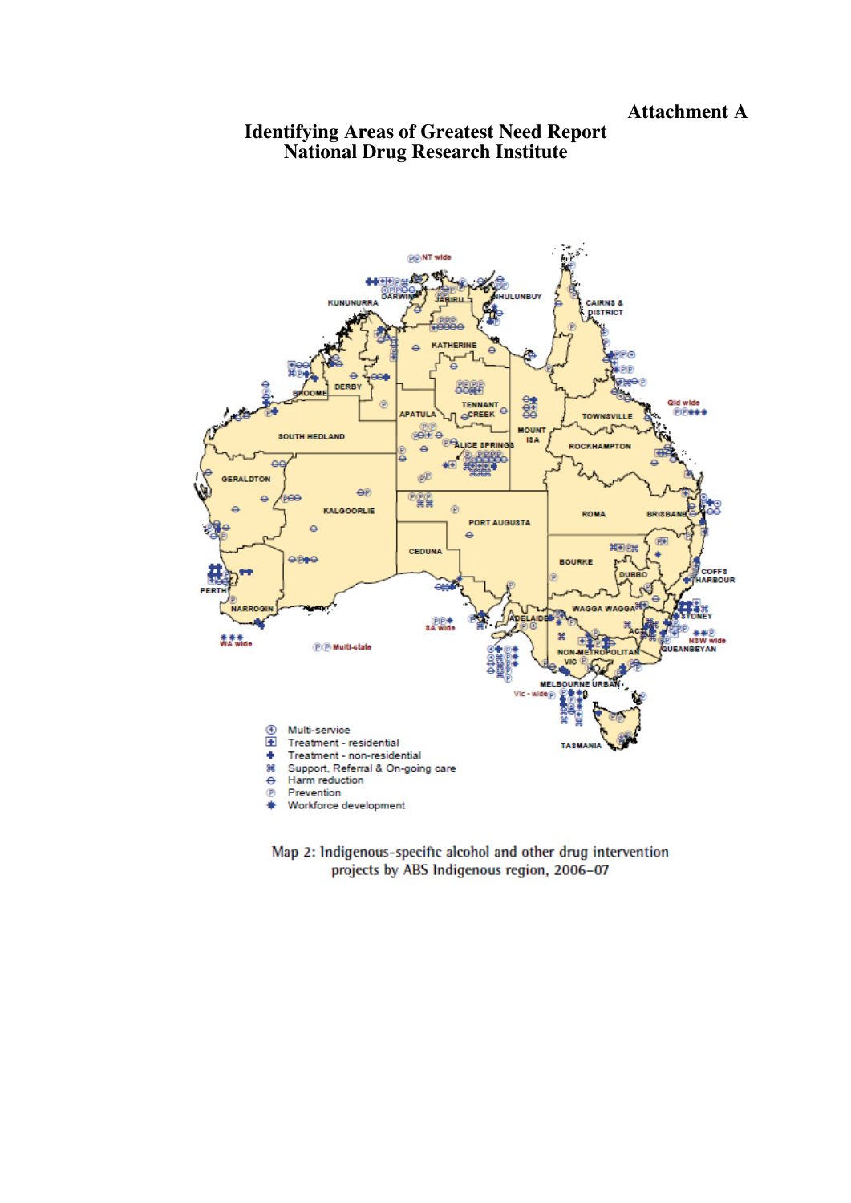**Attachment A**

# Identifying Areas of Greatest Need Report
## National Drug Research Institute

- Multi-service
- Treatment - residential
- Treatment - non-residential
- Support, Referral & On-going care
- Harm reduction
- Prevention
- Workforce development

Map 2: Indigenous-specific alcohol and other drug intervention projects by ABS Indigenous region, 2006–07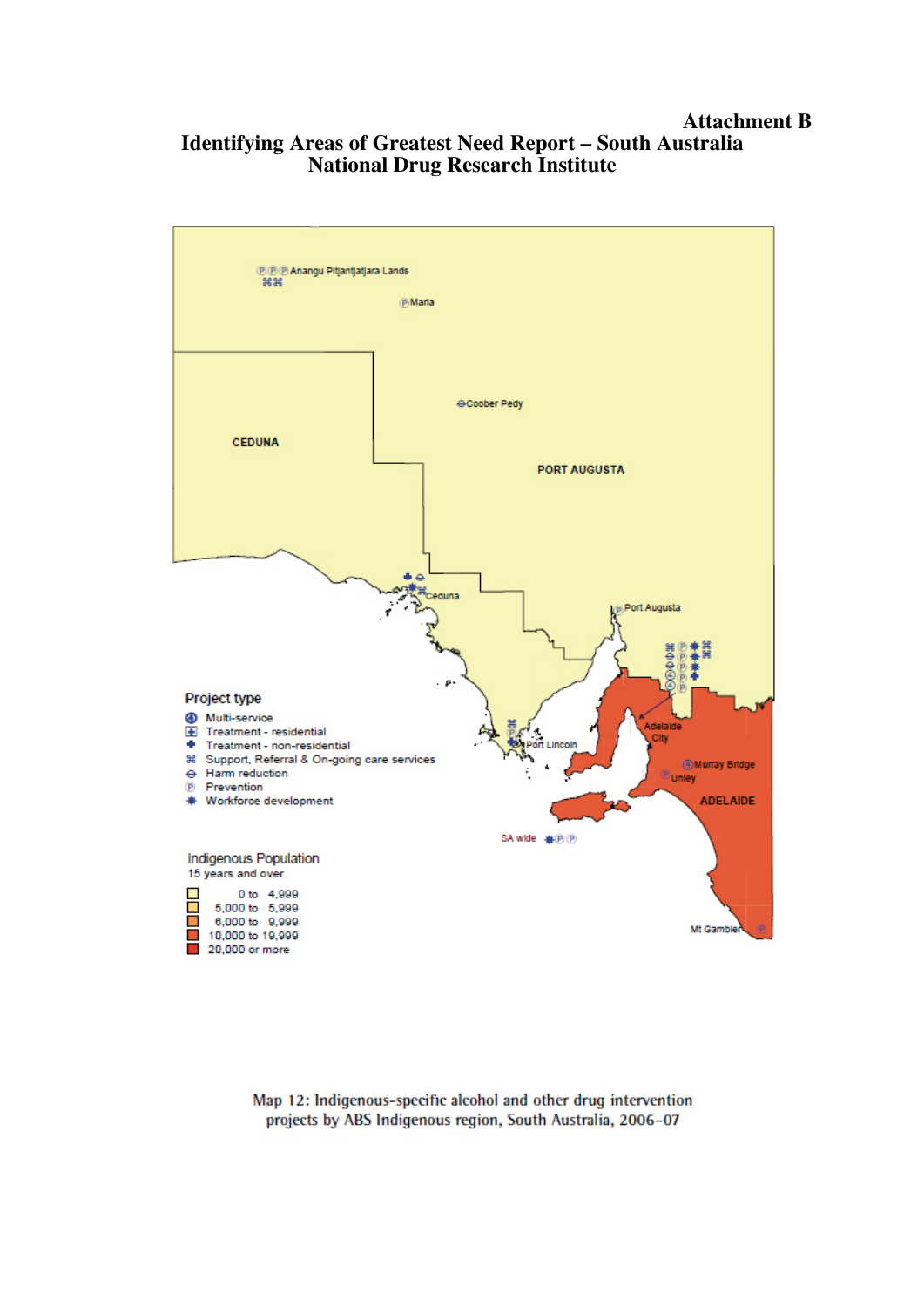**Attachment B**

**Identifying Areas of Greatest Need Report – South Australia**
**National Drug Research Institute**

Anangu Pitjantjatjara Lands

Marla

Coober Pedy

CEDUNA

PORT AUGUSTA

Ceduna

Port Augusta

Adelaide City

Port Lincoln

Murray Bridge

Unley

ADELAIDE

SA wide

Mt Gambier

Project type

Multi-service

Treatment - residential

Treatment - non-residential

Support, Referral & On-going care services

Harm reduction

Prevention

Workforce development

Indigenous Population

15 years and over

0 to 4,999

5,000 to 5,999

6,000 to 9,999

10,000 to 19,999

20,000 or more

Map 12: Indigenous-specific alcohol and other drug intervention projects by ABS Indigenous region, South Australia, 2006–07